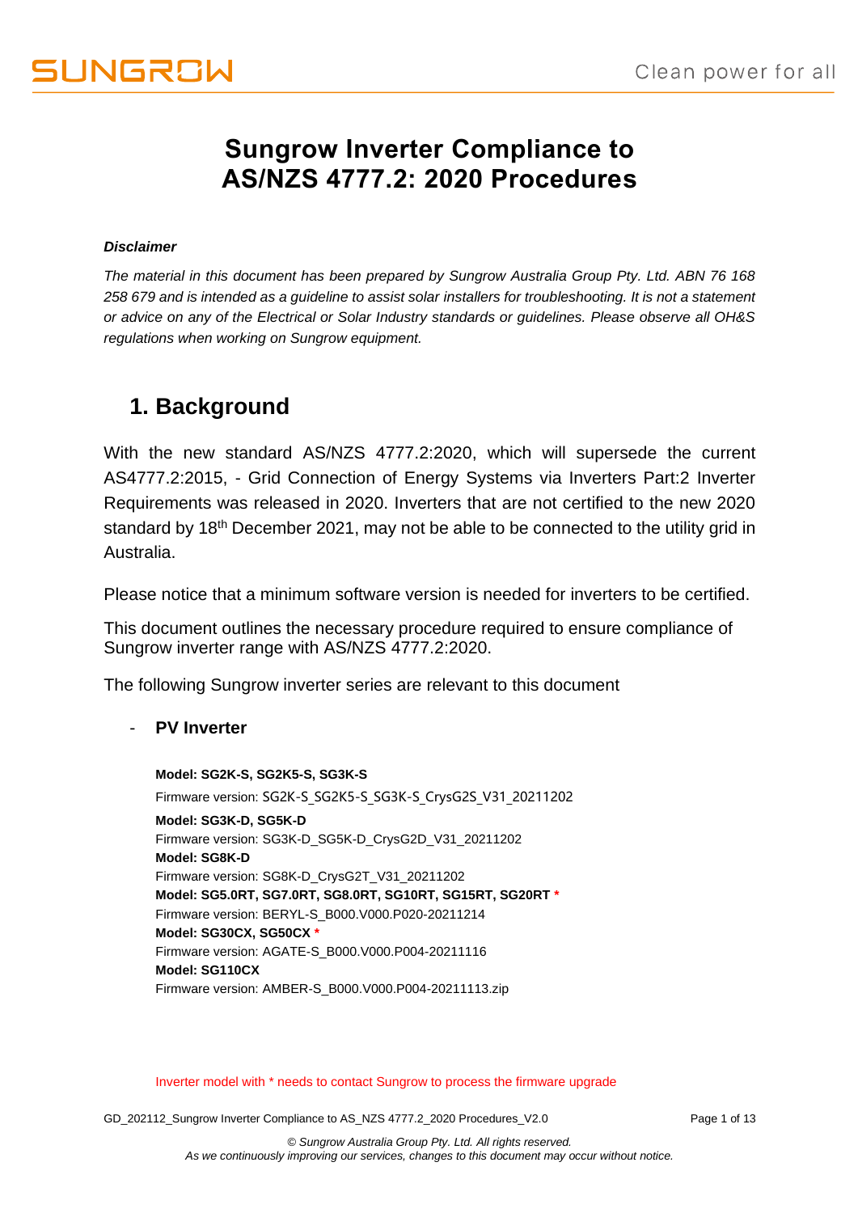# Sungrow Inverter Compliance to AS/NZS 4777.2: 2020 Procedures

***Disclaimer***

*The material in this document has been prepared by Sungrow Australia Group Pty. Ltd. ABN 76 168 258 679 and is intended as a guideline to assist solar installers for troubleshooting. It is not a statement or advice on any of the Electrical or Solar Industry standards or guidelines. Please observe all OH&S regulations when working on Sungrow equipment.*

## 1. Background

With the new standard AS/NZS 4777.2:2020, which will supersede the current AS4777.2:2015, - Grid Connection of Energy Systems via Inverters Part:2 Inverter Requirements was released in 2020. Inverters that are not certified to the new 2020 standard by 18th December 2021, may not be able to be connected to the utility grid in Australia.

Please notice that a minimum software version is needed for inverters to be certified.

This document outlines the necessary procedure required to ensure compliance of Sungrow inverter range with AS/NZS 4777.2:2020.

The following Sungrow inverter series are relevant to this document

- **PV Inverter**

  **Model: SG2K-S, SG2K5-S, SG3K-S**
  Firmware version: SG2K-S_SG2K5-S_SG3K-S_CrysG2S_V31_20211202
  **Model: SG3K-D, SG5K-D**
  Firmware version: SG3K-D_SG5K-D_CrysG2D_V31_20211202
  **Model: SG8K-D**
  Firmware version: SG8K-D_CrysG2T_V31_20211202
  **Model: SG5.0RT, SG7.0RT, SG8.0RT, SG10RT, SG15RT, SG20RT \***
  Firmware version: BERYL-S_B000.V000.P020-20211214
  **Model: SG30CX, SG50CX \***
  Firmware version: AGATE-S_B000.V000.P004-20211116
  **Model: SG110CX**
  Firmware version: AMBER-S_B000.V000.P004-20211113.zip

Inverter model with * needs to contact Sungrow to process the firmware upgrade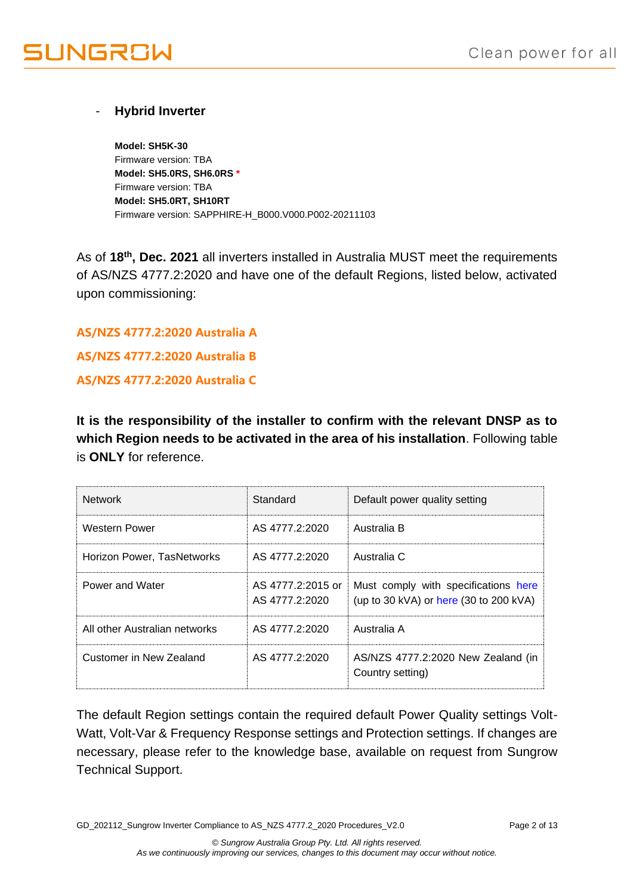- **Hybrid Inverter**

  **Model: SH5K-30**
  Firmware version: TBA
  **Model: SH5.0RS, SH6.0RS** *
  Firmware version: TBA
  **Model: SH5.0RT, SH10RT**
  Firmware version: SAPPHIRE-H_B000.V000.P002-20211103

As of **18th, Dec. 2021** all inverters installed in Australia MUST meet the requirements of AS/NZS 4777.2:2020 and have one of the default Regions, listed below, activated upon commissioning:

**AS/NZS 4777.2:2020 Australia A**

**AS/NZS 4777.2:2020 Australia B**

**AS/NZS 4777.2:2020 Australia C**

**It is the responsibility of the installer to confirm with the relevant DNSP as to which Region needs to be activated in the area of his installation**. Following table is **ONLY** for reference.

| Network | Standard | Default power quality setting |
|---|---|---|
| Western Power | AS 4777.2:2020 | Australia B |
| Horizon Power, TasNetworks | AS 4777.2:2020 | Australia C |
| Power and Water | AS 4777.2:2015 or AS 4777.2:2020 | Must comply with specifications here (up to 30 kVA) or here (30 to 200 kVA) |
| All other Australian networks | AS 4777.2:2020 | Australia A |
| Customer in New Zealand | AS 4777.2:2020 | AS/NZS 4777.2:2020 New Zealand (in Country setting) |

The default Region settings contain the required default Power Quality settings Volt-Watt, Volt-Var & Frequency Response settings and Protection settings. If changes are necessary, please refer to the knowledge base, available on request from Sungrow Technical Support.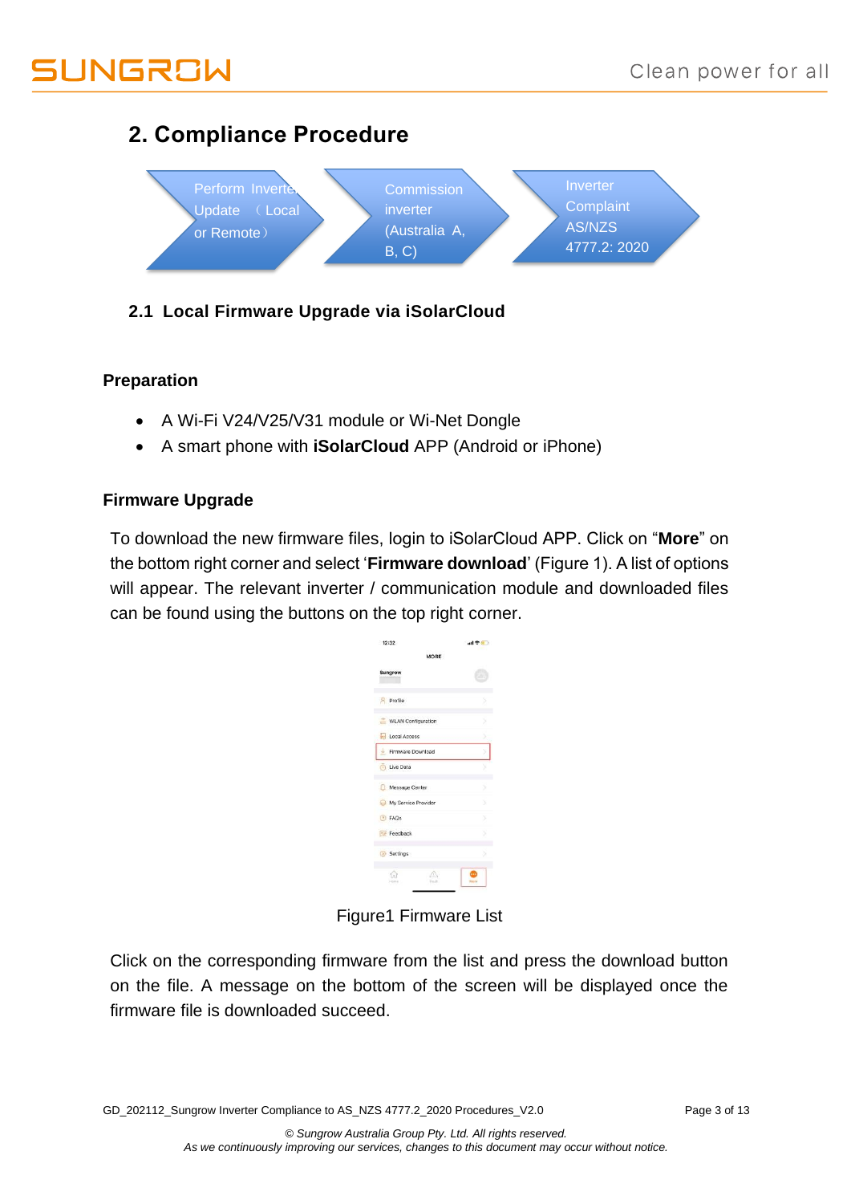## 2. Compliance Procedure

Perform Inverter Update （Local or Remote） → Commission inverter (Australia A, B, C) → Inverter Complaint AS/NZS 4777.2: 2020

### 2.1 Local Firmware Upgrade via iSolarCloud

**Preparation**

- A Wi-Fi V24/V25/V31 module or Wi-Net Dongle
- A smart phone with **iSolarCloud** APP (Android or iPhone)

**Firmware Upgrade**

To download the new firmware files, login to iSolarCloud APP. Click on “**More**” on the bottom right corner and select ‘**Firmware download**’ (Figure 1). A list of options will appear. The relevant inverter / communication module and downloaded files can be found using the buttons on the top right corner.

Figure1 Firmware List

Click on the corresponding firmware from the list and press the download button on the file. A message on the bottom of the screen will be displayed once the firmware file is downloaded succeed.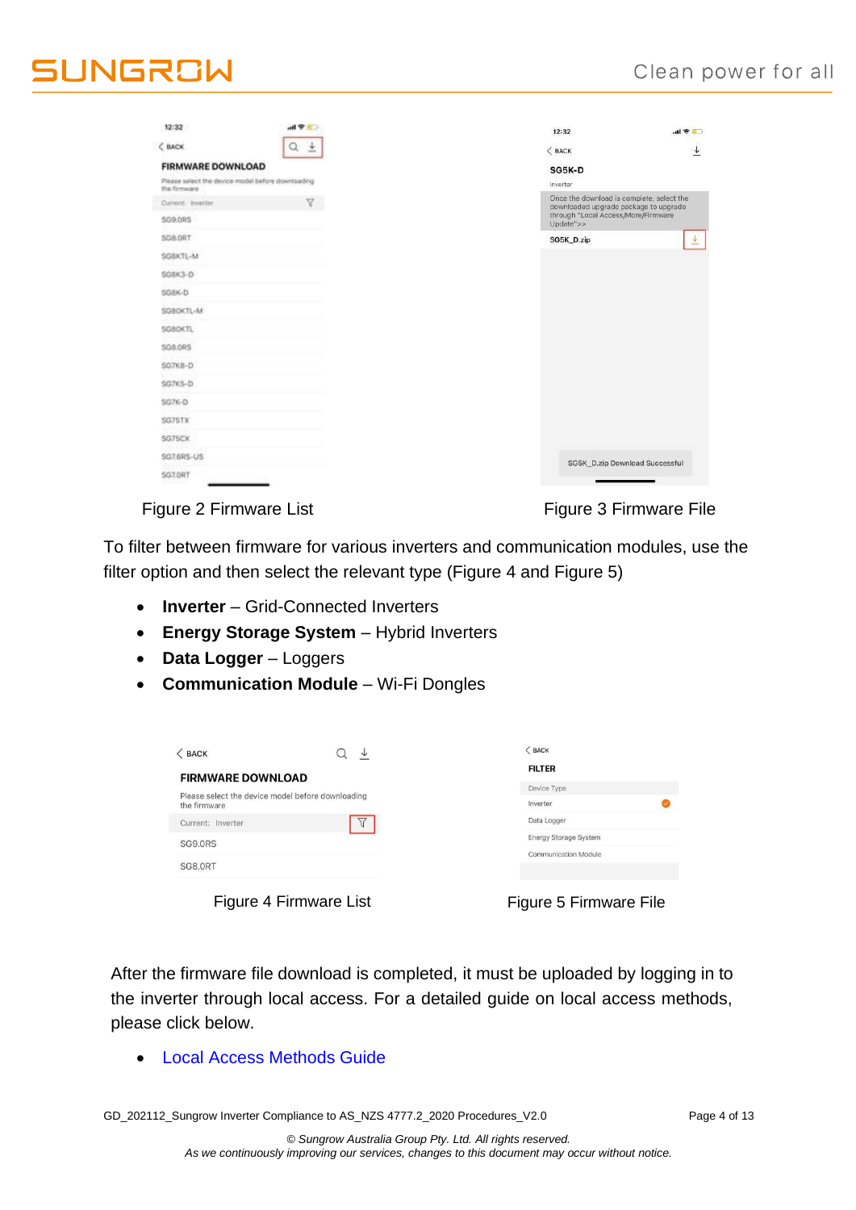Figure 2 Firmware List

Figure 3 Firmware File

To filter between firmware for various inverters and communication modules, use the filter option and then select the relevant type (Figure 4 and Figure 5)

- **Inverter** – Grid-Connected Inverters
- **Energy Storage System** – Hybrid Inverters
- **Data Logger** – Loggers
- **Communication Module** – Wi-Fi Dongles

Figure 4 Firmware List

Figure 5 Firmware File

After the firmware file download is completed, it must be uploaded by logging in to the inverter through local access. For a detailed guide on local access methods, please click below.

- Local Access Methods Guide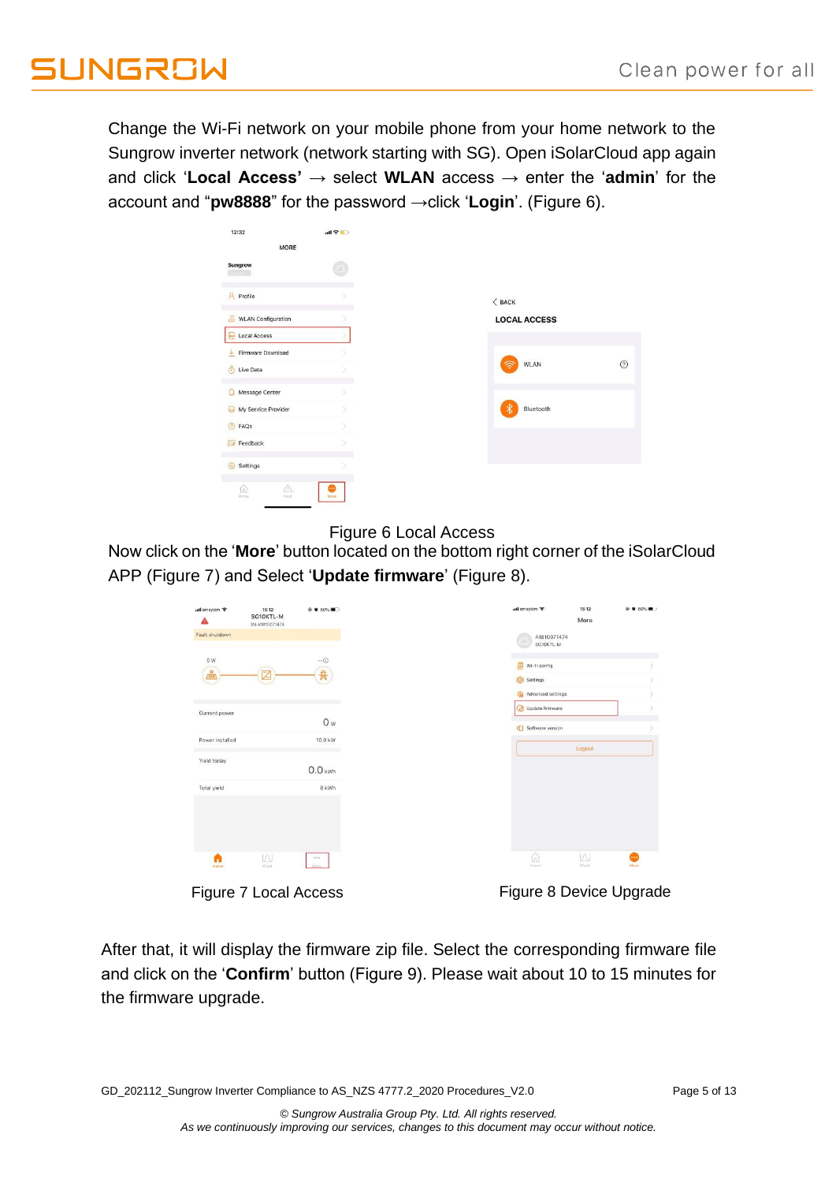Change the Wi-Fi network on your mobile phone from your home network to the Sungrow inverter network (network starting with SG). Open iSolarCloud app again and click ‘**Local Access’** → select **WLAN** access → enter the ‘**admin**’ for the account and “**pw8888**” for the password →click ‘**Login**’. (Figure 6).

Figure 6 Local Access

Now click on the ‘**More**’ button located on the bottom right corner of the iSolarCloud APP (Figure 7) and Select ‘**Update firmware**’ (Figure 8).

Figure 7 Local Access

Figure 8 Device Upgrade

After that, it will display the firmware zip file. Select the corresponding firmware file and click on the ‘**Confirm**’ button (Figure 9). Please wait about 10 to 15 minutes for the firmware upgrade.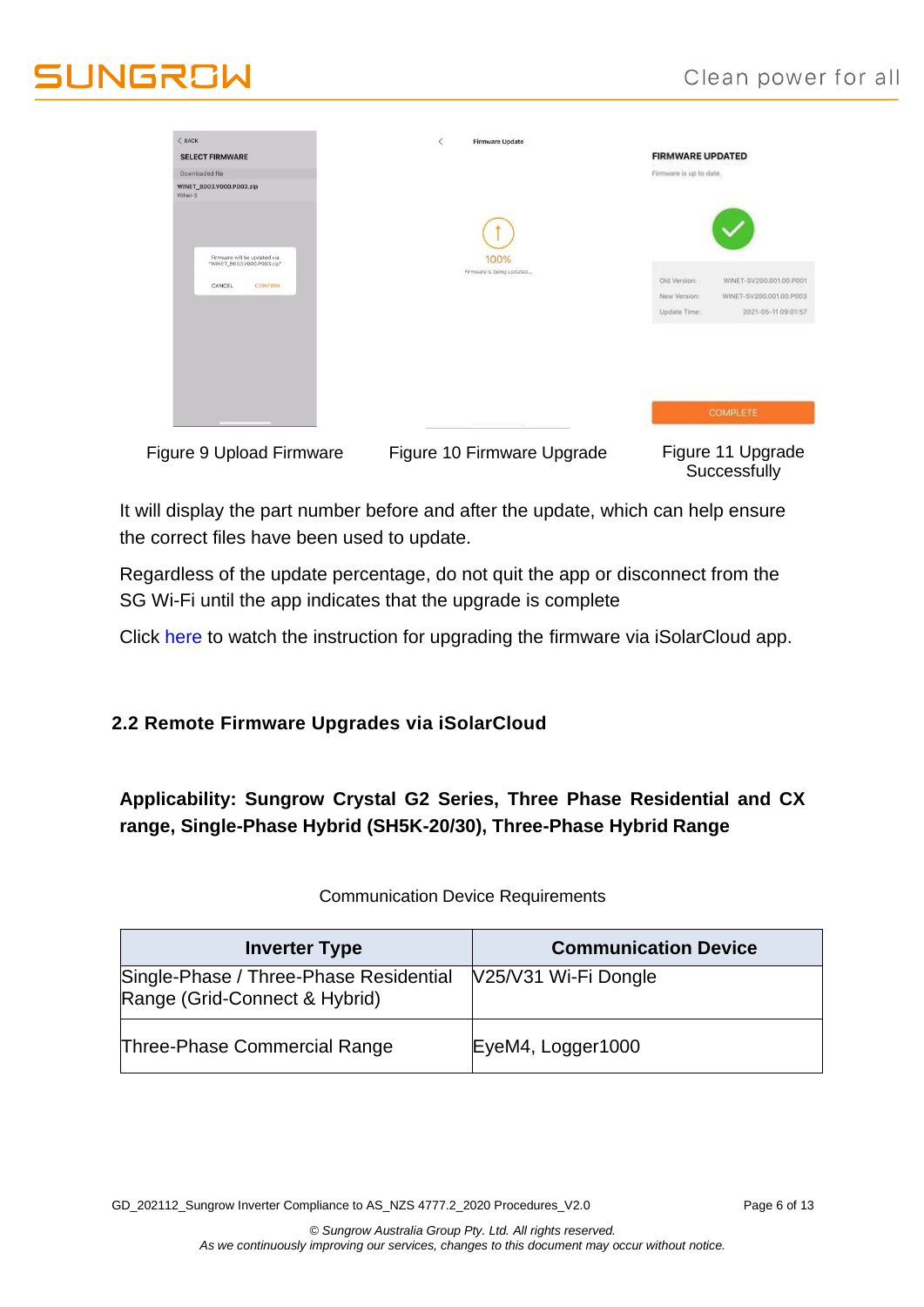Figure 9 Upload Firmware

Figure 10 Firmware Upgrade

Figure 11 Upgrade Successfully

It will display the part number before and after the update, which can help ensure the correct files have been used to update.

Regardless of the update percentage, do not quit the app or disconnect from the SG Wi-Fi until the app indicates that the upgrade is complete

Click here to watch the instruction for upgrading the firmware via iSolarCloud app.

## 2.2 Remote Firmware Upgrades via iSolarCloud

**Applicability: Sungrow Crystal G2 Series, Three Phase Residential and CX range, Single-Phase Hybrid (SH5K-20/30), Three-Phase Hybrid Range**

Communication Device Requirements

| Inverter Type | Communication Device |
| --- | --- |
| Single-Phase / Three-Phase Residential Range (Grid-Connect & Hybrid) | V25/V31 Wi-Fi Dongle |
| Three-Phase Commercial Range | EyeM4, Logger1000 |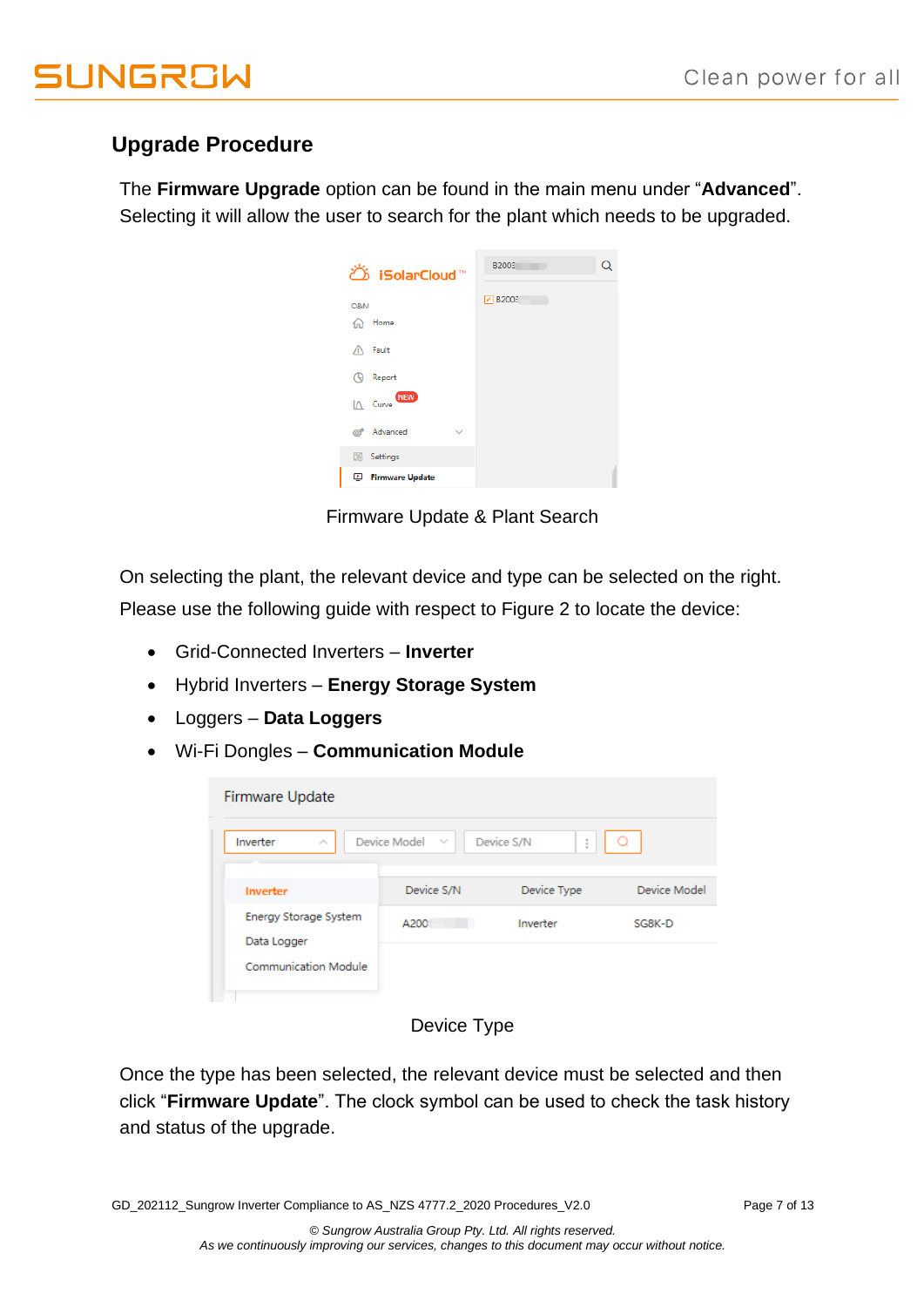## Upgrade Procedure

The **Firmware Upgrade** option can be found in the main menu under "**Advanced**". Selecting it will allow the user to search for the plant which needs to be upgraded.

Firmware Update & Plant Search

On selecting the plant, the relevant device and type can be selected on the right. Please use the following guide with respect to Figure 2 to locate the device:

- Grid-Connected Inverters – **Inverter**
- Hybrid Inverters – **Energy Storage System**
- Loggers – **Data Loggers**
- Wi-Fi Dongles – **Communication Module**

Device Type

Once the type has been selected, the relevant device must be selected and then click "**Firmware Update**". The clock symbol can be used to check the task history and status of the upgrade.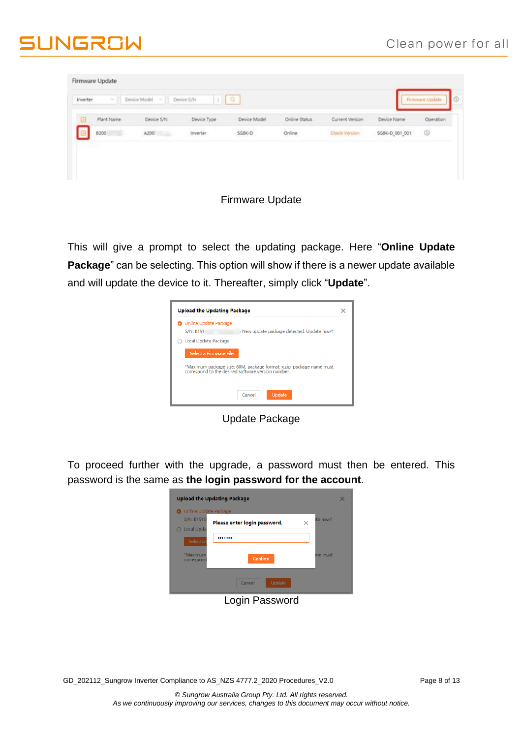Firmware Update

This will give a prompt to select the updating package. Here "**Online Update Package**" can be selecting. This option will show if there is a newer update available and will update the device to it. Thereafter, simply click "**Update**".

Update Package

To proceed further with the upgrade, a password must then be entered. This password is the same as **the login password for the account**.

Login Password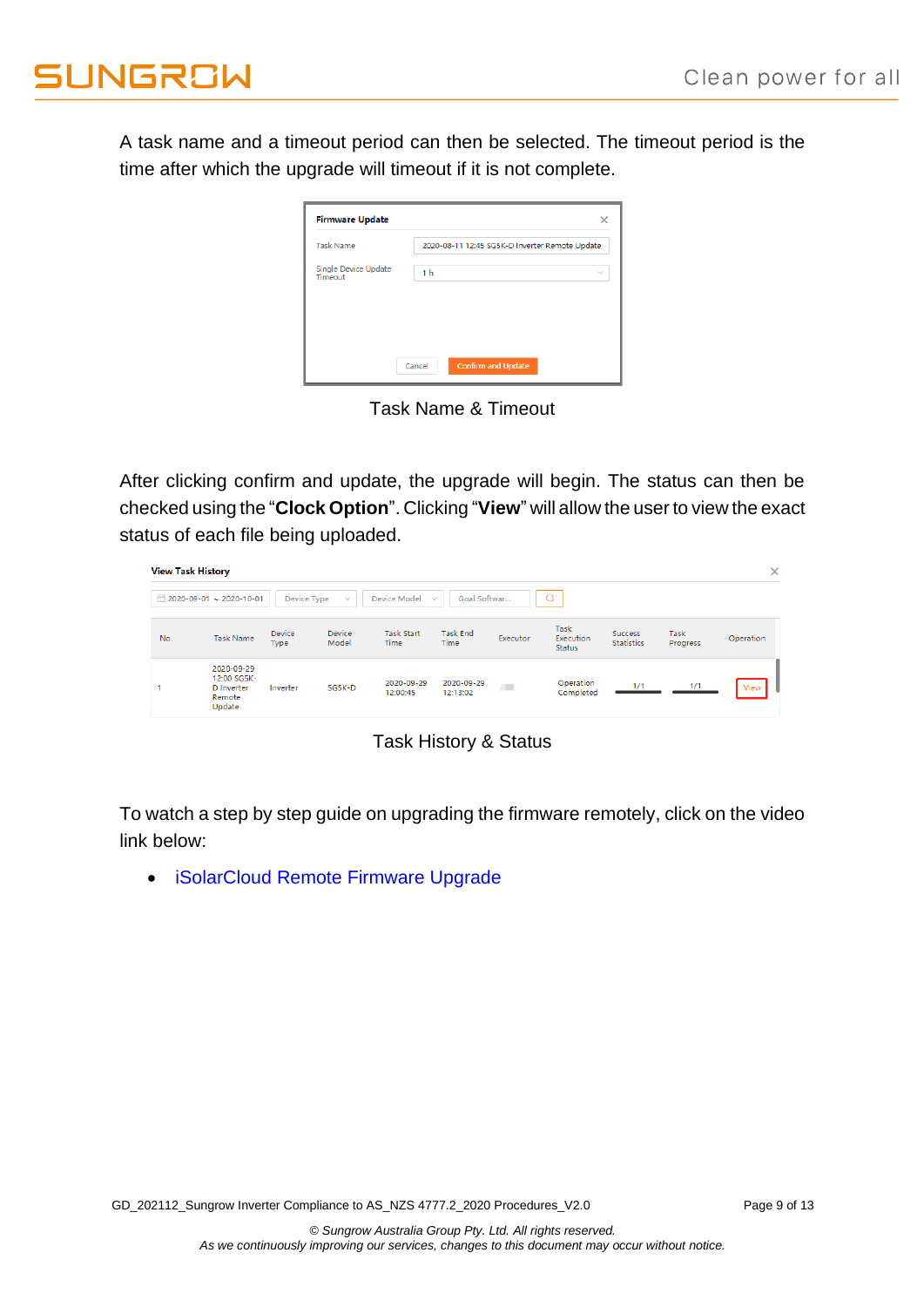A task name and a timeout period can then be selected. The timeout period is the time after which the upgrade will timeout if it is not complete.

Task Name & Timeout

After clicking confirm and update, the upgrade will begin. The status can then be checked using the "**Clock Option**". Clicking "**View**" will allow the user to view the exact status of each file being uploaded.

Task History & Status

To watch a step by step guide on upgrading the firmware remotely, click on the video link below:

- iSolarCloud Remote Firmware Upgrade

GD_202112_Sungrow Inverter Compliance to AS_NZS 4777.2_2020 Procedures_V2.0

*© Sungrow Australia Group Pty. Ltd. All rights reserved.*
*As we continuously improving our services, changes to this document may occur without notice.*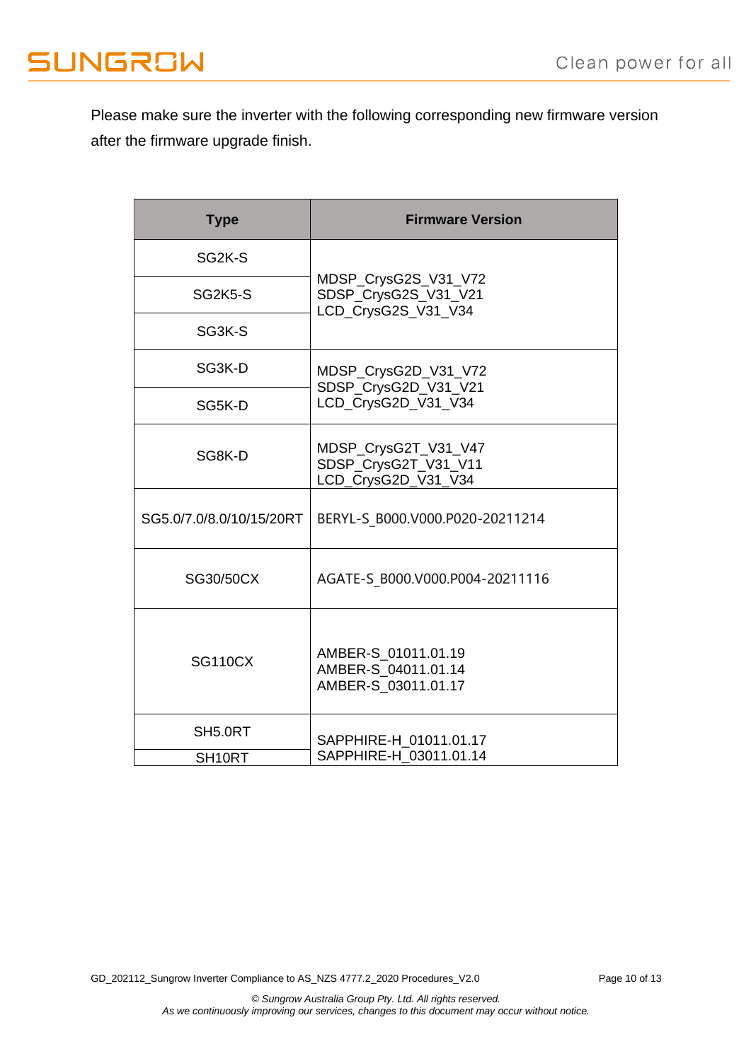Please make sure the inverter with the following corresponding new firmware version after the firmware upgrade finish.

| Type | Firmware Version |
| --- | --- |
| SG2K-S | MDSP_CrysG2S_V31_V72<br>SDSP_CrysG2S_V31_V21<br>LCD_CrysG2S_V31_V34 |
| SG2K5-S | |
| SG3K-S | |
| SG3K-D | MDSP_CrysG2D_V31_V72<br>SDSP_CrysG2D_V31_V21<br>LCD_CrysG2D_V31_V34 |
| SG5K-D | |
| SG8K-D | MDSP_CrysG2T_V31_V47<br>SDSP_CrysG2T_V31_V11<br>LCD_CrysG2D_V31_V34 |
| SG5.0/7.0/8.0/10/15/20RT | BERYL-S_B000.V000.P020-20211214 |
| SG30/50CX | AGATE-S_B000.V000.P004-20211116 |
| SG110CX | AMBER-S_01011.01.19<br>AMBER-S_04011.01.14<br>AMBER-S_03011.01.17 |
| SH5.0RT | SAPPHIRE-H_01011.01.17<br>SAPPHIRE-H_03011.01.14 |
| SH10RT | |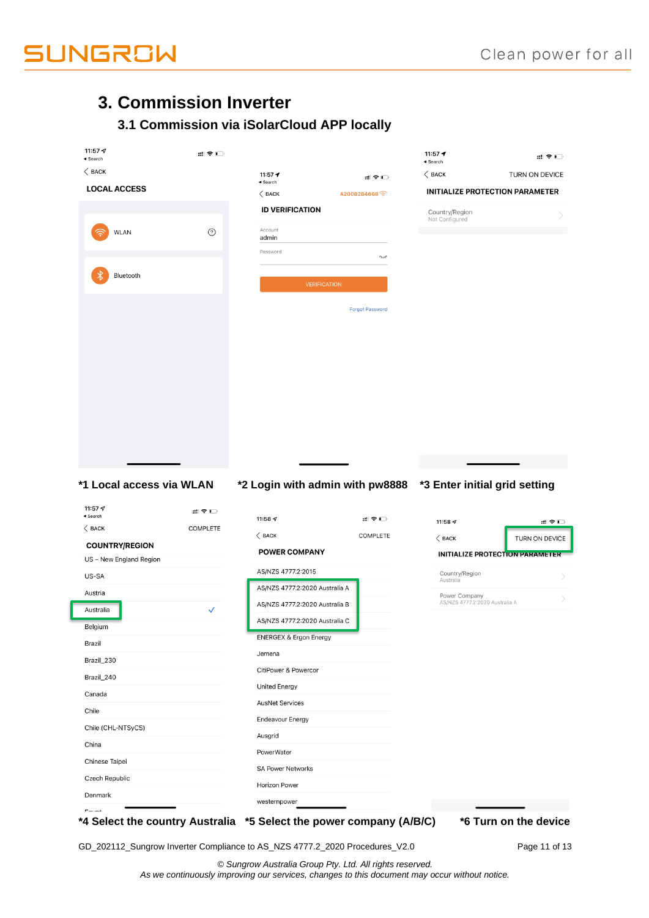# 3. Commission Inverter

## 3.1 Commission via iSolarCloud APP locally

BACK

LOCAL ACCESS

WLAN

Bluetooth

BACK

ID VERIFICATION

A2008284668

Account

admin

Password

VERIFICATION

Forgot Password

BACK

TURN ON DEVICE

INITIALIZE PROTECTION PARAMETER

Country/Region
Not Configured

**\*1 Local access via WLAN** **\*2 Login with admin with pw8888** **\*3 Enter initial grid setting**

BACK

COMPLETE

COUNTRY/REGION

US – New England Region
US-SA
Austria
Australia
Belgium
Brazil
Brazil_230
Brazil_240
Canada
Chile
Chile (CHL-NTSyCS)
China
Chinese Taipei
Czech Republic
Denmark

BACK

COMPLETE

POWER COMPANY

AS/NZS 4777.2:2015
AS/NZS 4777.2:2020 Australia A
AS/NZS 4777.2:2020 Australia B
AS/NZS 4777.2:2020 Australia C
ENERGEX & Ergon Energy
Jemena
CitiPower & Powercor
United Energy
AusNet Services
Endeavour Energy
Ausgrid
PowerWater
SA Power Networks
Horizon Power
westernpower

BACK

TURN ON DEVICE

INITIALIZE PROTECTION PARAMETER

Country/Region
Australia

Power Company
AS/NZS 4777.2:2020 Australia A

**\*4 Select the country Australia** **\*5 Select the power company (A/B/C)** **\*6 Turn on the device**

GD_202112_Sungrow Inverter Compliance to AS_NZS 4777.2_2020 Procedures_V2.0

*© Sungrow Australia Group Pty. Ltd. All rights reserved.*
*As we continuously improving our services, changes to this document may occur without notice.*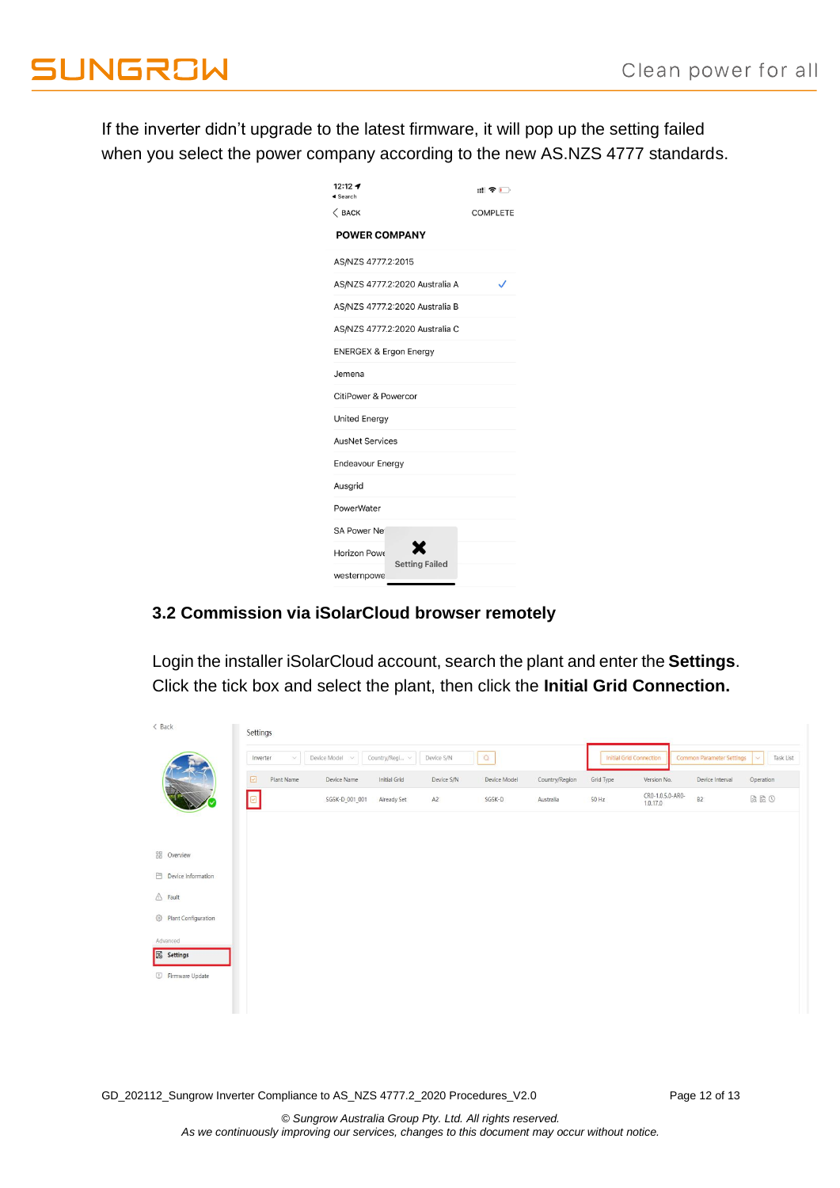If the inverter didn't upgrade to the latest firmware, it will pop up the setting failed when you select the power company according to the new AS.NZS 4777 standards.

## 3.2 Commission via iSolarCloud browser remotely

Login the installer iSolarCloud account, search the plant and enter the **Settings**. Click the tick box and select the plant, then click the **Initial Grid Connection.**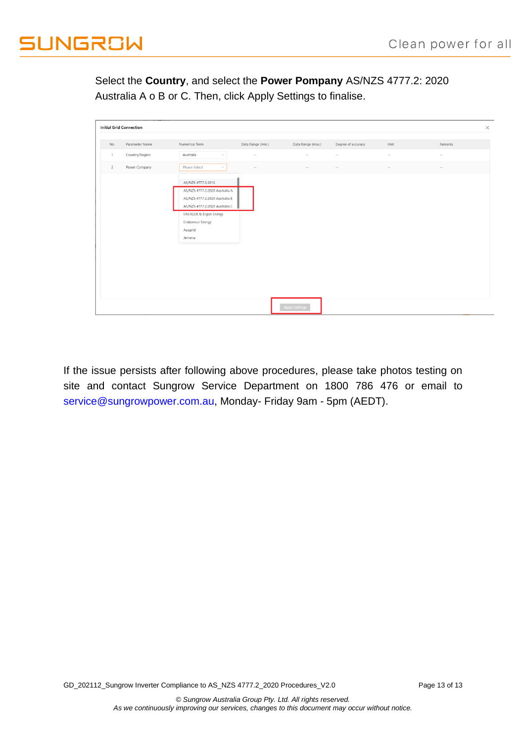Select the **Country**, and select the **Power Pompany** AS/NZS 4777.2: 2020 Australia A o B or C. Then, click Apply Settings to finalise.

If the issue persists after following above procedures, please take photos testing on site and contact Sungrow Service Department on 1800 786 476 or email to service@sungrowpower.com.au, Monday- Friday 9am - 5pm (AEDT).